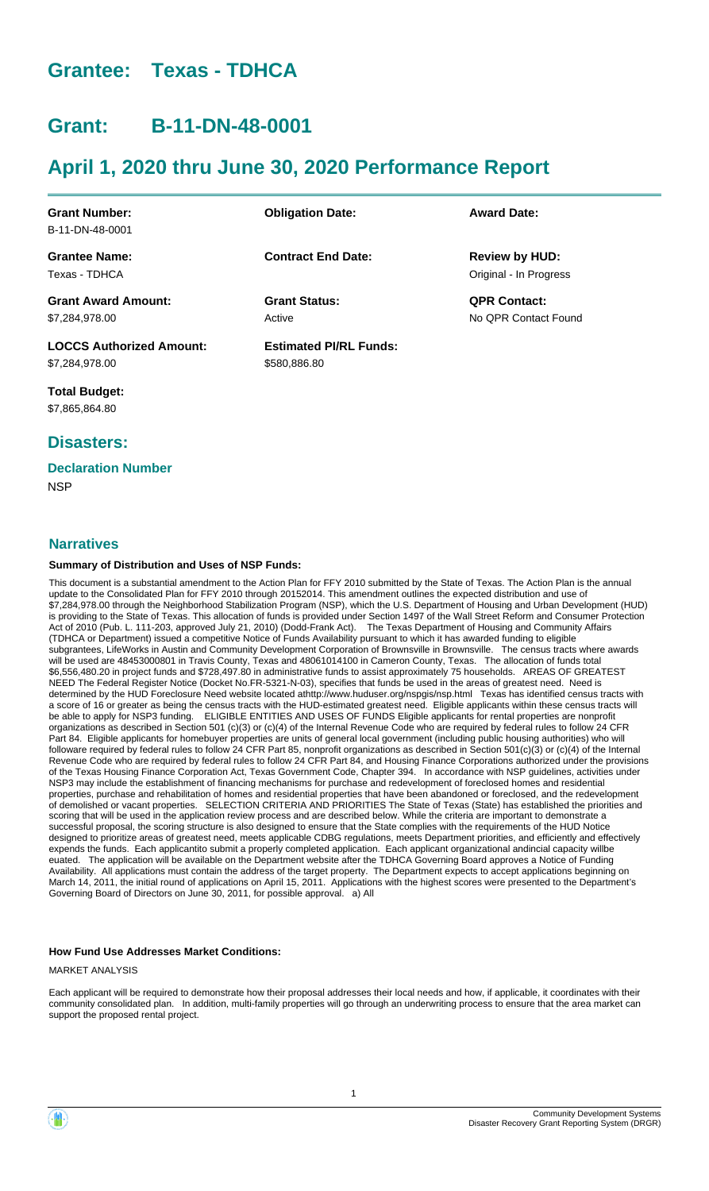# Grantee: Texas - TDHCA

# Grant: B-11-DN-48-0001

# April 1, 2020 thru June 30, 2020 Performance Report

| | | |
|---|---|---|
| **Grant Number:**<br>B-11-DN-48-0001 | **Obligation Date:** | **Award Date:** |
| **Grantee Name:**<br>Texas - TDHCA | **Contract End Date:** | **Review by HUD:**<br>Original - In Progress |
| **Grant Award Amount:**<br>$7,284,978.00 | **Grant Status:**<br>Active | **QPR Contact:**<br>No QPR Contact Found |
| **LOCCS Authorized Amount:**<br>$7,284,978.00 | **Estimated PI/RL Funds:**<br>$580,886.80 | |
| **Total Budget:**<br>$7,865,864.80 | | |

## Disasters:

**Declaration Number**

NSP

## Narratives

**Summary of Distribution and Uses of NSP Funds:**

This document is a substantial amendment to the Action Plan for FFY 2010 submitted by the State of Texas. The Action Plan is the annual update to the Consolidated Plan for FFY 2010 through 20152014. This amendment outlines the expected distribution and use of $7,284,978.00 through the Neighborhood Stabilization Program (NSP), which the U.S. Department of Housing and Urban Development (HUD) is providing to the State of Texas. This allocation of funds is provided under Section 1497 of the Wall Street Reform and Consumer Protection Act of 2010 (Pub. L. 111-203, approved July 21, 2010) (Dodd-Frank Act). The Texas Department of Housing and Community Affairs (TDHCA or Department) issued a competitive Notice of Funds Availability pursuant to which it has awarded funding to eligible subgrantees, LifeWorks in Austin and Community Development Corporation of Brownsville in Brownsville. The census tracts where awards will be used are 48453000801 in Travis County, Texas and 48061014100 in Cameron County, Texas. The allocation of funds total $6,556,480.20 in project funds and $728,497.80 in administrative funds to assist approximately 75 households. AREAS OF GREATEST NEED The Federal Register Notice (Docket No.FR-5321-N-03), specifies that funds be used in the areas of greatest need. Need is determined by the HUD Foreclosure Need website located athttp://www.huduser.org/nspgis/nsp.html Texas has identified census tracts with a score of 16 or greater as being the census tracts with the HUD-estimated greatest need. Eligible applicants within these census tracts will be able to apply for NSP3 funding. ELIGIBLE ENTITIES AND USES OF FUNDS Eligible applicants for rental properties are nonprofit organizations as described in Section 501 (c)(3) or (c)(4) of the Internal Revenue Code who are required by federal rules to follow 24 CFR Part 84. Eligible applicants for homebuyer properties are units of general local government (including public housing authorities) who will followare required by federal rules to follow 24 CFR Part 85, nonprofit organizations as described in Section 501(c)(3) or (c)(4) of the Internal Revenue Code who are required by federal rules to follow 24 CFR Part 84, and Housing Finance Corporations authorized under the provisions of the Texas Housing Finance Corporation Act, Texas Government Code, Chapter 394. In accordance with NSP guidelines, activities under NSP3 may include the establishment of financing mechanisms for purchase and redevelopment of foreclosed homes and residential properties, purchase and rehabilitation of homes and residential properties that have been abandoned or foreclosed, and the redevelopment of demolished or vacant properties. SELECTION CRITERIA AND PRIORITIES The State of Texas (State) has established the priorities and scoring that will be used in the application review process and are described below. While the criteria are important to demonstrate a successful proposal, the scoring structure is also designed to ensure that the State complies with the requirements of the HUD Notice designed to prioritize areas of greatest need, meets applicable CDBG regulations, meets Department priorities, and efficiently and effectively expends the funds. Each applicantto submit a properly completed application. Each applicant organizational andincial capacity willbe euated. The application will be available on the Department website after the TDHCA Governing Board approves a Notice of Funding Availability. All applications must contain the address of the target property. The Department expects to accept applications beginning on March 14, 2011, the initial round of applications on April 15, 2011. Applications with the highest scores were presented to the Department's Governing Board of Directors on June 30, 2011, for possible approval. a) All

**How Fund Use Addresses Market Conditions:**

MARKET ANALYSIS

Each applicant will be required to demonstrate how their proposal addresses their local needs and how, if applicable, it coordinates with their community consolidated plan. In addition, multi-family properties will go through an underwriting process to ensure that the area market can support the proposed rental project.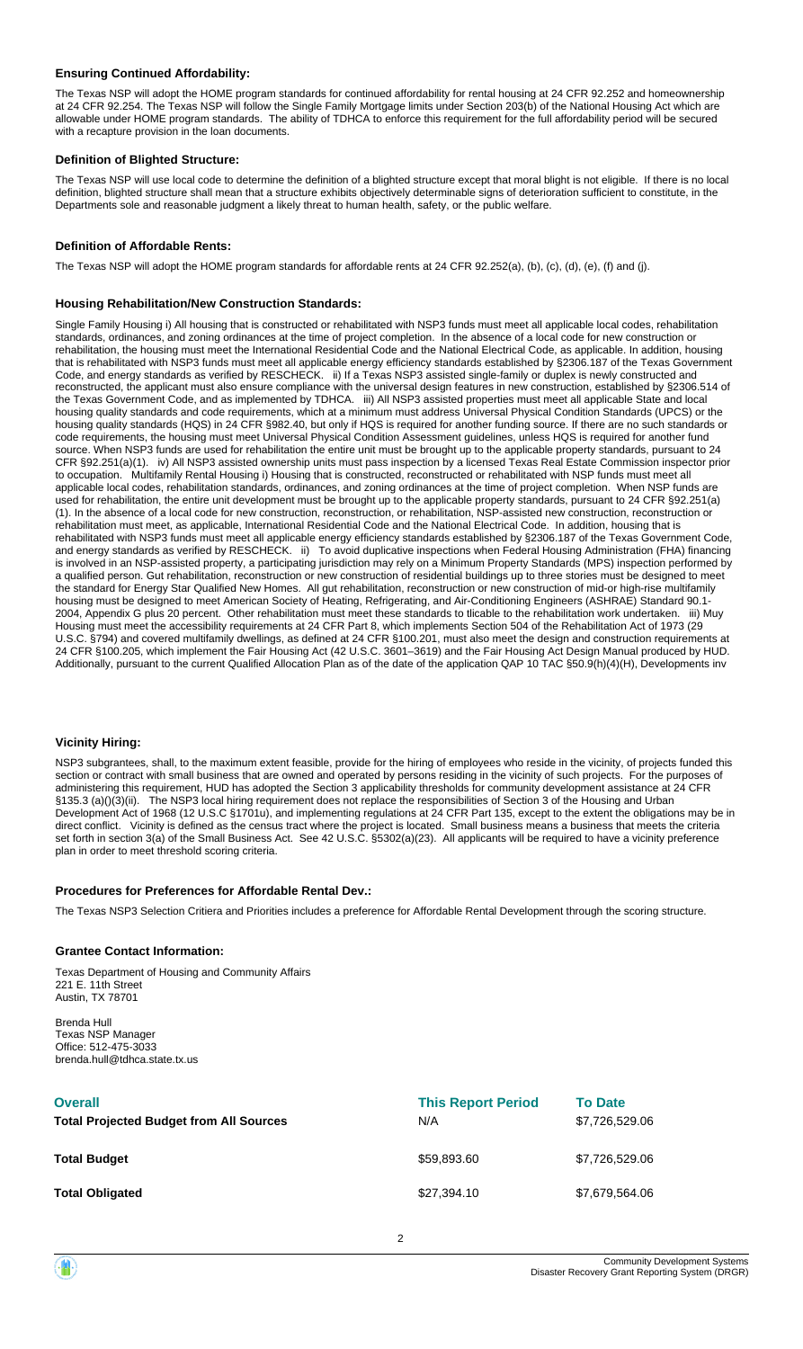### Ensuring Continued Affordability:

The Texas NSP will adopt the HOME program standards for continued affordability for rental housing at 24 CFR 92.252 and homeownership at 24 CFR 92.254. The Texas NSP will follow the Single Family Mortgage limits under Section 203(b) of the National Housing Act which are allowable under HOME program standards. The ability of TDHCA to enforce this requirement for the full affordability period will be secured with a recapture provision in the loan documents.

### Definition of Blighted Structure:

The Texas NSP will use local code to determine the definition of a blighted structure except that moral blight is not eligible. If there is no local definition, blighted structure shall mean that a structure exhibits objectively determinable signs of deterioration sufficient to constitute, in the Departments sole and reasonable judgment a likely threat to human health, safety, or the public welfare.

### Definition of Affordable Rents:

The Texas NSP will adopt the HOME program standards for affordable rents at 24 CFR 92.252(a), (b), (c), (d), (e), (f) and (j).

### Housing Rehabilitation/New Construction Standards:

Single Family Housing i) All housing that is constructed or rehabilitated with NSP3 funds must meet all applicable local codes, rehabilitation standards, ordinances, and zoning ordinances at the time of project completion. In the absence of a local code for new construction or rehabilitation, the housing must meet the International Residential Code and the National Electrical Code, as applicable. In addition, housing that is rehabilitated with NSP3 funds must meet all applicable energy efficiency standards established by §2306.187 of the Texas Government Code, and energy standards as verified by RESCHECK. ii) If a Texas NSP3 assisted single-family or duplex is newly constructed and reconstructed, the applicant must also ensure compliance with the universal design features in new construction, established by §2306.514 of the Texas Government Code, and as implemented by TDHCA. iii) All NSP3 assisted properties must meet all applicable State and local housing quality standards and code requirements, which at a minimum must address Universal Physical Condition Standards (UPCS) or the housing quality standards (HQS) in 24 CFR §982.40, but only if HQS is required for another funding source. If there are no such standards or code requirements, the housing must meet Universal Physical Condition Assessment guidelines, unless HQS is required for another fund source. When NSP3 funds are used for rehabilitation the entire unit must be brought up to the applicable property standards, pursuant to 24 CFR §92.251(a)(1). iv) All NSP3 assisted ownership units must pass inspection by a licensed Texas Real Estate Commission inspector prior to occupation. Multifamily Rental Housing i) Housing that is constructed, reconstructed or rehabilitated with NSP funds must meet all applicable local codes, rehabilitation standards, ordinances, and zoning ordinances at the time of project completion. When NSP funds are used for rehabilitation, the entire unit development must be brought up to the applicable property standards, pursuant to 24 CFR §92.251(a)(1). In the absence of a local code for new construction, reconstruction, or rehabilitation, NSP-assisted new construction, reconstruction or rehabilitation must meet, as applicable, International Residential Code and the National Electrical Code. In addition, housing that is rehabilitated with NSP3 funds must meet all applicable energy efficiency standards established by §2306.187 of the Texas Government Code, and energy standards as verified by RESCHECK. ii) To avoid duplicative inspections when Federal Housing Administration (FHA) financing is involved in an NSP-assisted property, a participating jurisdiction may rely on a Minimum Property Standards (MPS) inspection performed by a qualified person. Gut rehabilitation, reconstruction or new construction of residential buildings up to three stories must be designed to meet the standard for Energy Star Qualified New Homes. All gut rehabilitation, reconstruction or new construction of mid-or high-rise multifamily housing must be designed to meet American Society of Heating, Refrigerating, and Air-Conditioning Engineers (ASHRAE) Standard 90.1-2004, Appendix G plus 20 percent. Other rehabilitation must meet these standards to tlicable to the rehabilitation work undertaken. iii) Muy Housing must meet the accessibility requirements at 24 CFR Part 8, which implements Section 504 of the Rehabilitation Act of 1973 (29 U.S.C. §794) and covered multifamily dwellings, as defined at 24 CFR §100.201, must also meet the design and construction requirements at 24 CFR §100.205, which implement the Fair Housing Act (42 U.S.C. 3601–3619) and the Fair Housing Act Design Manual produced by HUD. Additionally, pursuant to the current Qualified Allocation Plan as of the date of the application QAP 10 TAC §50.9(h)(4)(H), Developments inv

### Vicinity Hiring:

NSP3 subgrantees, shall, to the maximum extent feasible, provide for the hiring of employees who reside in the vicinity, of projects funded this section or contract with small business that are owned and operated by persons residing in the vicinity of such projects. For the purposes of administering this requirement, HUD has adopted the Section 3 applicability thresholds for community development assistance at 24 CFR §135.3 (a)()(3)(ii). The NSP3 local hiring requirement does not replace the responsibilities of Section 3 of the Housing and Urban Development Act of 1968 (12 U.S.C §1701u), and implementing regulations at 24 CFR Part 135, except to the extent the obligations may be in direct conflict. Vicinity is defined as the census tract where the project is located. Small business means a business that meets the criteria set forth in section 3(a) of the Small Business Act. See 42 U.S.C. §5302(a)(23). All applicants will be required to have a vicinity preference plan in order to meet threshold scoring criteria.

### Procedures for Preferences for Affordable Rental Dev.:

The Texas NSP3 Selection Critiera and Priorities includes a preference for Affordable Rental Development through the scoring structure.

### Grantee Contact Information:

Texas Department of Housing and Community Affairs
221 E. 11th Street
Austin, TX 78701

Brenda Hull
Texas NSP Manager
Office: 512-475-3033
brenda.hull@tdhca.state.tx.us

| Overall | This Report Period | To Date |
|---|---|---|
| **Total Projected Budget from All Sources** | N/A | $7,726,529.06 |
| **Total Budget** | $59,893.60 | $7,726,529.06 |
| **Total Obligated** | $27,394.10 | $7,679,564.06 |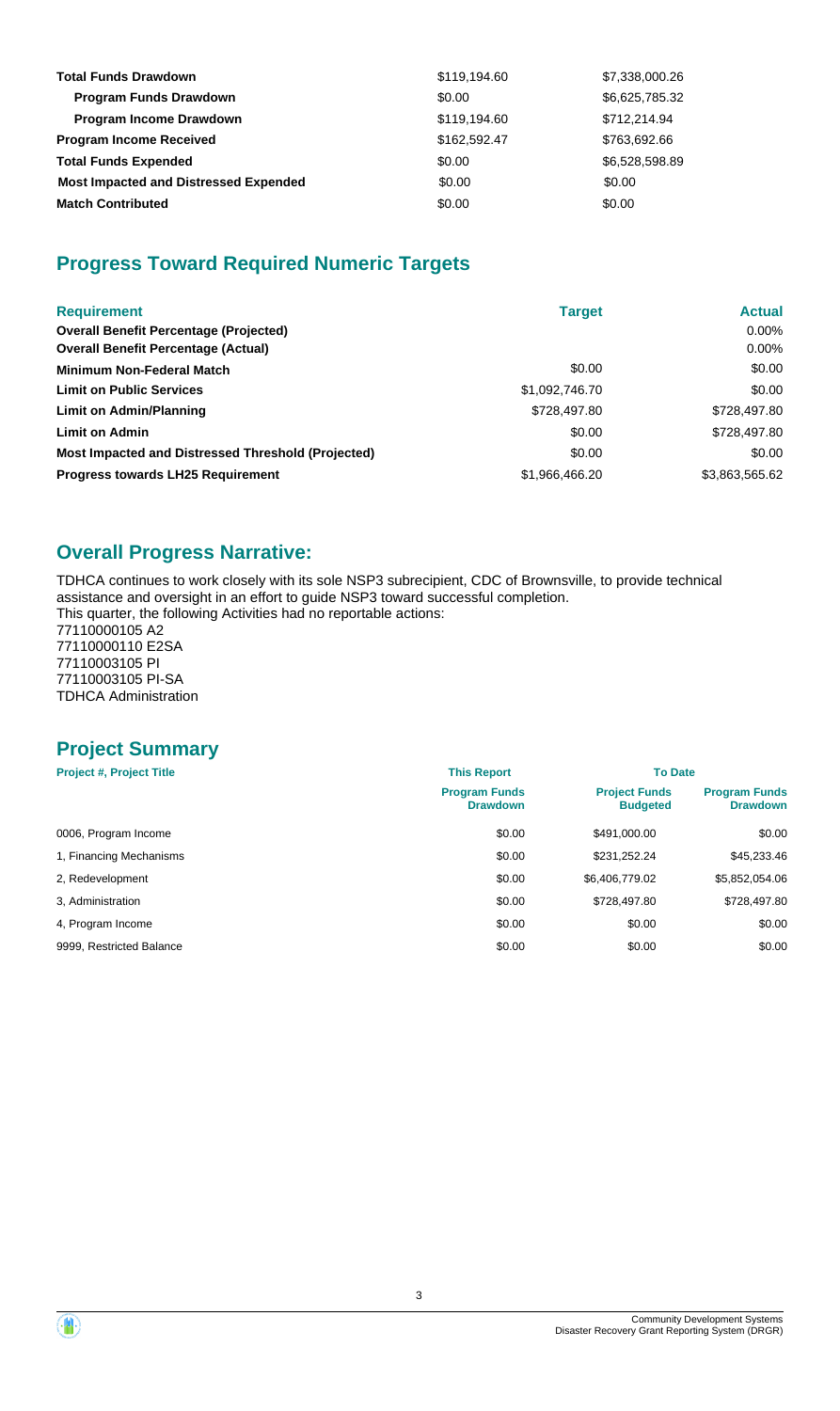| | | |
|---|---|---|
| **Total Funds Drawdown** | $119,194.60 | $7,338,000.26 |
| **Program Funds Drawdown** | $0.00 | $6,625,785.32 |
| **Program Income Drawdown** | $119,194.60 | $712,214.94 |
| **Program Income Received** | $162,592.47 | $763,692.66 |
| **Total Funds Expended** | $0.00 | $6,528,598.89 |
| **Most Impacted and Distressed Expended** | $0.00 | $0.00 |
| **Match Contributed** | $0.00 | $0.00 |

## Progress Toward Required Numeric Targets

| Requirement | Target | Actual |
|---|---|---|
| **Overall Benefit Percentage (Projected)** | | 0.00% |
| **Overall Benefit Percentage (Actual)** | | 0.00% |
| **Minimum Non-Federal Match** | $0.00 | $0.00 |
| **Limit on Public Services** | $1,092,746.70 | $0.00 |
| **Limit on Admin/Planning** | $728,497.80 | $728,497.80 |
| **Limit on Admin** | $0.00 | $728,497.80 |
| **Most Impacted and Distressed Threshold (Projected)** | $0.00 | $0.00 |
| **Progress towards LH25 Requirement** | $1,966,466.20 | $3,863,565.62 |

## Overall Progress Narrative:

TDHCA continues to work closely with its sole NSP3 subrecipient, CDC of Brownsville, to provide technical assistance and oversight in an effort to guide NSP3 toward successful completion.
This quarter, the following Activities had no reportable actions:
77110000105 A2
77110000110 E2SA
77110003105 PI
77110003105 PI-SA
TDHCA Administration

## Project Summary

| Project #, Project Title | This Report | To Date | |
|---|---|---|---|
| | Program Funds Drawdown | Project Funds Budgeted | Program Funds Drawdown |
| 0006, Program Income | $0.00 | $491,000.00 | $0.00 |
| 1, Financing Mechanisms | $0.00 | $231,252.24 | $45,233.46 |
| 2, Redevelopment | $0.00 | $6,406,779.02 | $5,852,054.06 |
| 3, Administration | $0.00 | $728,497.80 | $728,497.80 |
| 4, Program Income | $0.00 | $0.00 | $0.00 |
| 9999, Restricted Balance | $0.00 | $0.00 | $0.00 |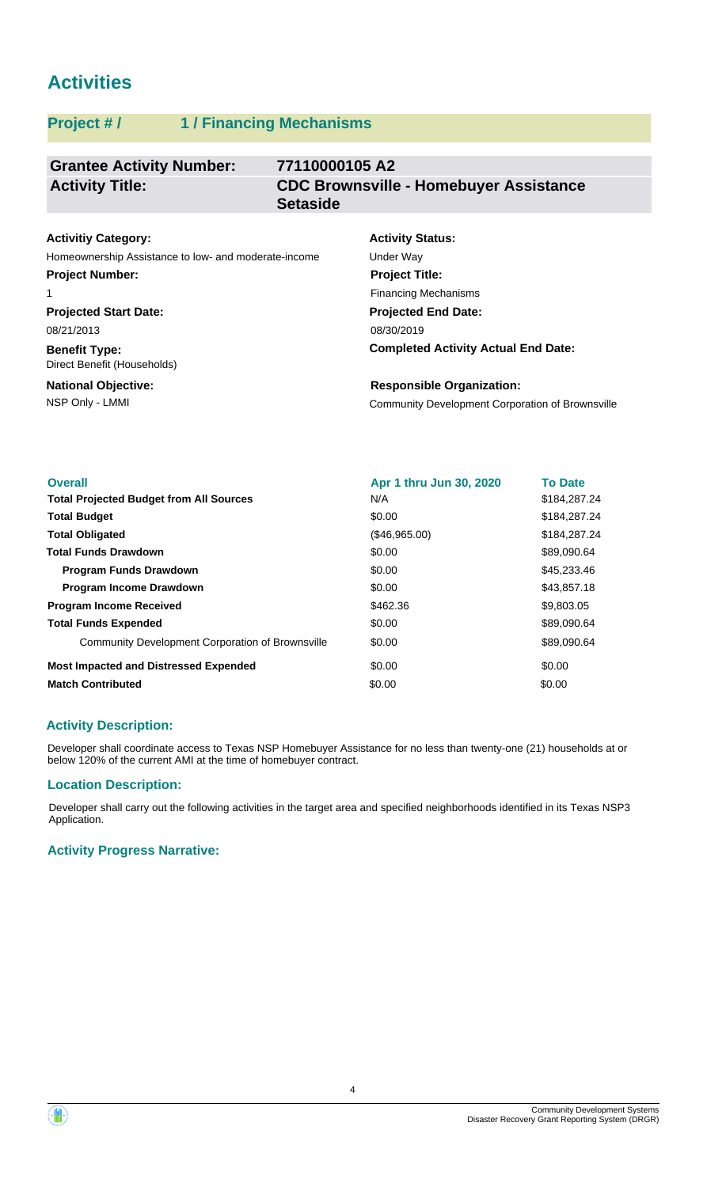# Activities

## Project # / 1 / Financing Mechanisms

| **Grantee Activity Number:** | **77110000105 A2** |
|---|---|
| **Activity Title:** | **CDC Brownsville - Homebuyer Assistance Setaside** |

**Activitiy Category:**
Homeownership Assistance to low- and moderate-income

**Activity Status:**
Under Way

**Project Number:**
1

**Project Title:**
Financing Mechanisms

**Projected Start Date:**
08/21/2013

**Projected End Date:**
08/30/2019

**Benefit Type:**
Direct Benefit (Households)

**Completed Activity Actual End Date:**

**National Objective:**
NSP Only - LMMI

**Responsible Organization:**
Community Development Corporation of Brownsville

| **Overall** | **Apr 1 thru Jun 30, 2020** | **To Date** |
|---|---|---|
| **Total Projected Budget from All Sources** | N/A | $184,287.24 |
| **Total Budget** | $0.00 | $184,287.24 |
| **Total Obligated** | ($46,965.00) | $184,287.24 |
| **Total Funds Drawdown** | $0.00 | $89,090.64 |
| **Program Funds Drawdown** | $0.00 | $45,233.46 |
| **Program Income Drawdown** | $0.00 | $43,857.18 |
| **Program Income Received** | $462.36 | $9,803.05 |
| **Total Funds Expended** | $0.00 | $89,090.64 |
| Community Development Corporation of Brownsville | $0.00 | $89,090.64 |
| **Most Impacted and Distressed Expended** | $0.00 | $0.00 |
| **Match Contributed** | $0.00 | $0.00 |

### Activity Description:

Developer shall coordinate access to Texas NSP Homebuyer Assistance for no less than twenty-one (21) households at or below 120% of the current AMI at the time of homebuyer contract.

### Location Description:

Developer shall carry out the following activities in the target area and specified neighborhoods identified in its Texas NSP3 Application.

### Activity Progress Narrative: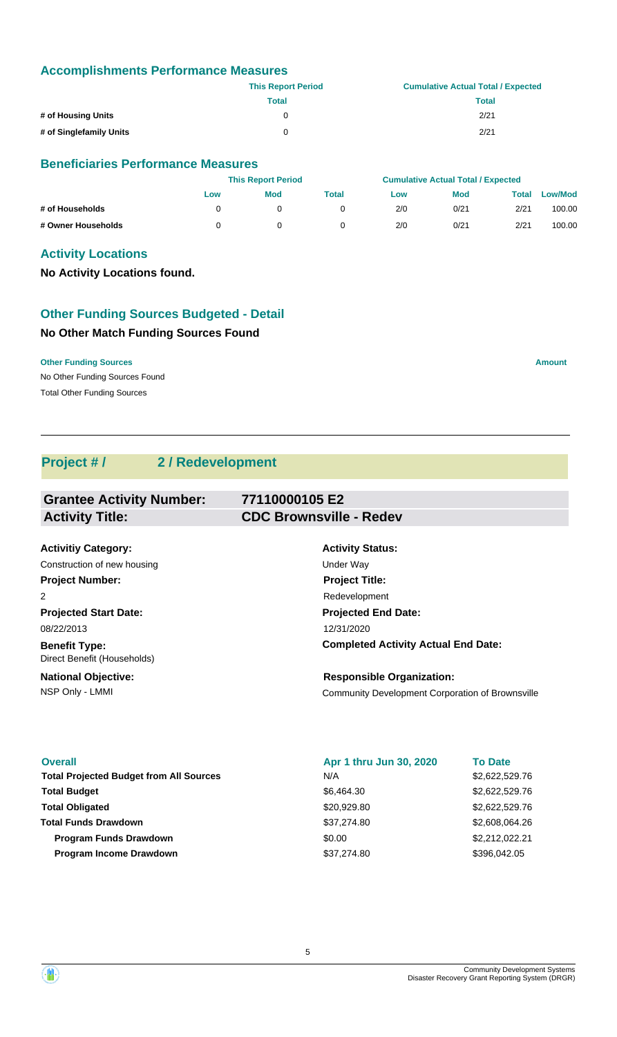## Accomplishments Performance Measures

| | This Report Period | Cumulative Actual Total / Expected |
|---|---|---|
| | Total | Total |
| # of Housing Units | 0 | 2/21 |
| # of Singlefamily Units | 0 | 2/21 |

## Beneficiaries Performance Measures

| | This Report Period | | | Cumulative Actual Total / Expected | | | |
|---|---|---|---|---|---|---|---|
| | Low | Mod | Total | Low | Mod | Total | Low/Mod |
| # of Households | 0 | 0 | 0 | 2/0 | 0/21 | 2/21 | 100.00 |
| # Owner Households | 0 | 0 | 0 | 2/0 | 0/21 | 2/21 | 100.00 |

## Activity Locations

**No Activity Locations found.**

## Other Funding Sources Budgeted - Detail

### No Other Match Funding Sources Found

| Other Funding Sources | Amount |
|---|---|
| No Other Funding Sources Found | |
| Total Other Funding Sources | |

---

## Project # / 2 / Redevelopment

| | |
|---|---|
| **Grantee Activity Number:** | **77110000105 E2** |
| **Activity Title:** | **CDC Brownsville - Redev** |

**Activitiy Category:**
Construction of new housing

**Activity Status:**
Under Way

**Project Number:**
2

**Project Title:**
Redevelopment

**Projected Start Date:**
08/22/2013

**Projected End Date:**
12/31/2020

**Benefit Type:**
Direct Benefit (Households)

**Completed Activity Actual End Date:**

**National Objective:**
NSP Only - LMMI

**Responsible Organization:**
Community Development Corporation of Brownsville

| Overall | Apr 1 thru Jun 30, 2020 | To Date |
|---|---|---|
| **Total Projected Budget from All Sources** | N/A | $2,622,529.76 |
| **Total Budget** | $6,464.30 | $2,622,529.76 |
| **Total Obligated** | $20,929.80 | $2,622,529.76 |
| **Total Funds Drawdown** | $37,274.80 | $2,608,064.26 |
| **Program Funds Drawdown** | $0.00 | $2,212,022.21 |
| **Program Income Drawdown** | $37,274.80 | $396,042.05 |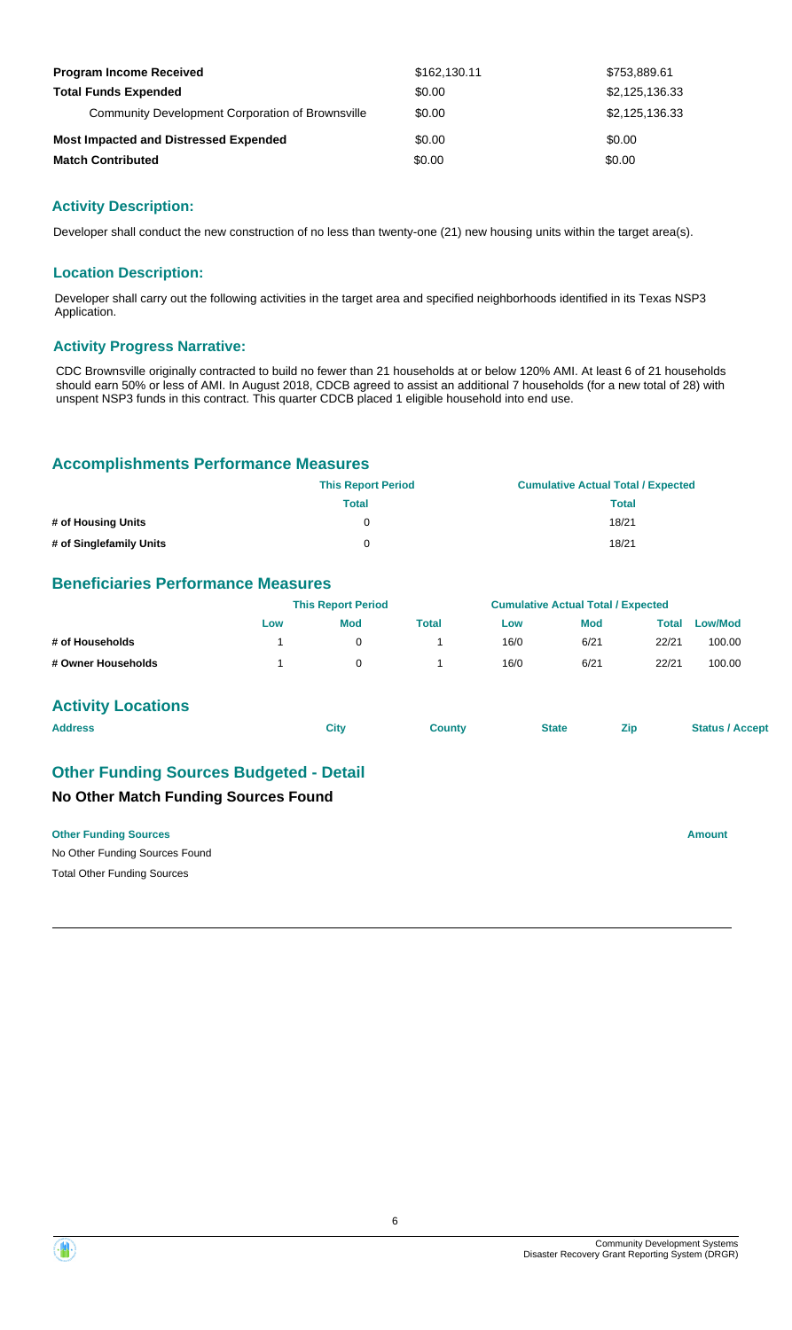| | | |
|---|---|---|
| **Program Income Received** | $162,130.11 | $753,889.61 |
| **Total Funds Expended** | $0.00 | $2,125,136.33 |
| Community Development Corporation of Brownsville | $0.00 | $2,125,136.33 |
| **Most Impacted and Distressed Expended** | $0.00 | $0.00 |
| **Match Contributed** | $0.00 | $0.00 |

## Activity Description:

Developer shall conduct the new construction of no less than twenty-one (21) new housing units within the target area(s).

## Location Description:

Developer shall carry out the following activities in the target area and specified neighborhoods identified in its Texas NSP3 Application.

## Activity Progress Narrative:

CDC Brownsville originally contracted to build no fewer than 21 households at or below 120% AMI. At least 6 of 21 households should earn 50% or less of AMI. In August 2018, CDCB agreed to assist an additional 7 households (for a new total of 28) with unspent NSP3 funds in this contract. This quarter CDCB placed 1 eligible household into end use.

## Accomplishments Performance Measures

| | This Report Period | Cumulative Actual Total / Expected |
|---|---|---|
| | Total | Total |
| # of Housing Units | 0 | 18/21 |
| # of Singlefamily Units | 0 | 18/21 |

## Beneficiaries Performance Measures

| | This Report Period | | | Cumulative Actual Total / Expected | | | |
|---|---|---|---|---|---|---|---|
| | Low | Mod | Total | Low | Mod | Total | Low/Mod |
| # of Households | 1 | 0 | 1 | 16/0 | 6/21 | 22/21 | 100.00 |
| # Owner Households | 1 | 0 | 1 | 16/0 | 6/21 | 22/21 | 100.00 |

## Activity Locations

| Address | City | County | State | Zip | Status / Accept |
|---|---|---|---|---|---|

## Other Funding Sources Budgeted - Detail

### No Other Match Funding Sources Found

| Other Funding Sources | Amount |
|---|---|
| No Other Funding Sources Found | |
| Total Other Funding Sources | |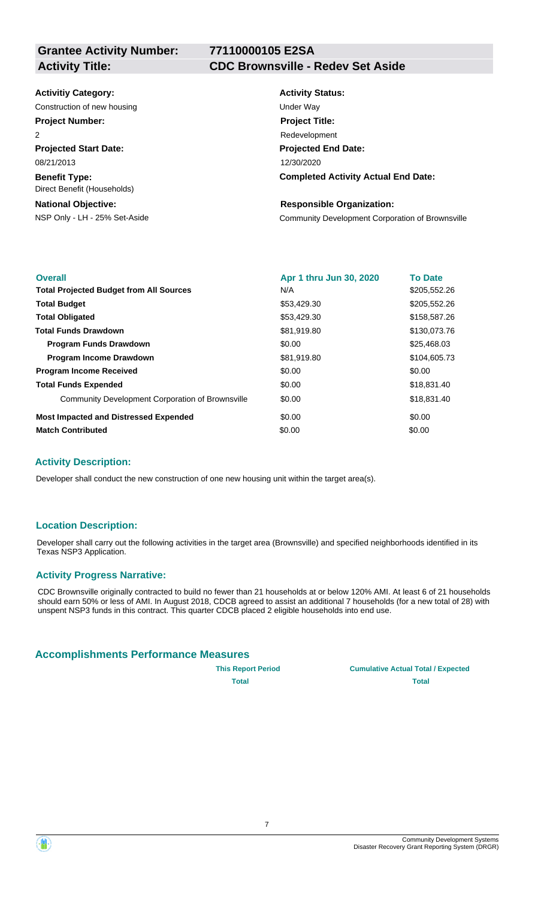**Grantee Activity Number:** 77110000105 E2SA

**Activity Title:** CDC Brownsville - Redev Set Aside

**Activitiy Category:**
Construction of new housing

**Activity Status:**
Under Way

**Project Number:**
2

**Project Title:**
Redevelopment

**Projected Start Date:**
08/21/2013

**Projected End Date:**
12/30/2020

**Benefit Type:**
Direct Benefit (Households)

**Completed Activity Actual End Date:**

**National Objective:**
NSP Only - LH - 25% Set-Aside

**Responsible Organization:**
Community Development Corporation of Brownsville

| Overall | Apr 1 thru Jun 30, 2020 | To Date |
|---|---|---|
| **Total Projected Budget from All Sources** | N/A | $205,552.26 |
| **Total Budget** | $53,429.30 | $205,552.26 |
| **Total Obligated** | $53,429.30 | $158,587.26 |
| **Total Funds Drawdown** | $81,919.80 | $130,073.76 |
| **Program Funds Drawdown** | $0.00 | $25,468.03 |
| **Program Income Drawdown** | $81,919.80 | $104,605.73 |
| **Program Income Received** | $0.00 | $0.00 |
| **Total Funds Expended** | $0.00 | $18,831.40 |
| Community Development Corporation of Brownsville | $0.00 | $18,831.40 |
| **Most Impacted and Distressed Expended** | $0.00 | $0.00 |
| **Match Contributed** | $0.00 | $0.00 |

### Activity Description:

Developer shall conduct the new construction of one new housing unit within the target area(s).

### Location Description:

Developer shall carry out the following activities in the target area (Brownsville) and specified neighborhoods identified in its Texas NSP3 Application.

### Activity Progress Narrative:

CDC Brownsville originally contracted to build no fewer than 21 households at or below 120% AMI. At least 6 of 21 households should earn 50% or less of AMI. In August 2018, CDCB agreed to assist an additional 7 households (for a new total of 28) with unspent NSP3 funds in this contract. This quarter CDCB placed 2 eligible households into end use.

## Accomplishments Performance Measures

| | This Report Period | Cumulative Actual Total / Expected |
|---|---|---|
| | Total | Total |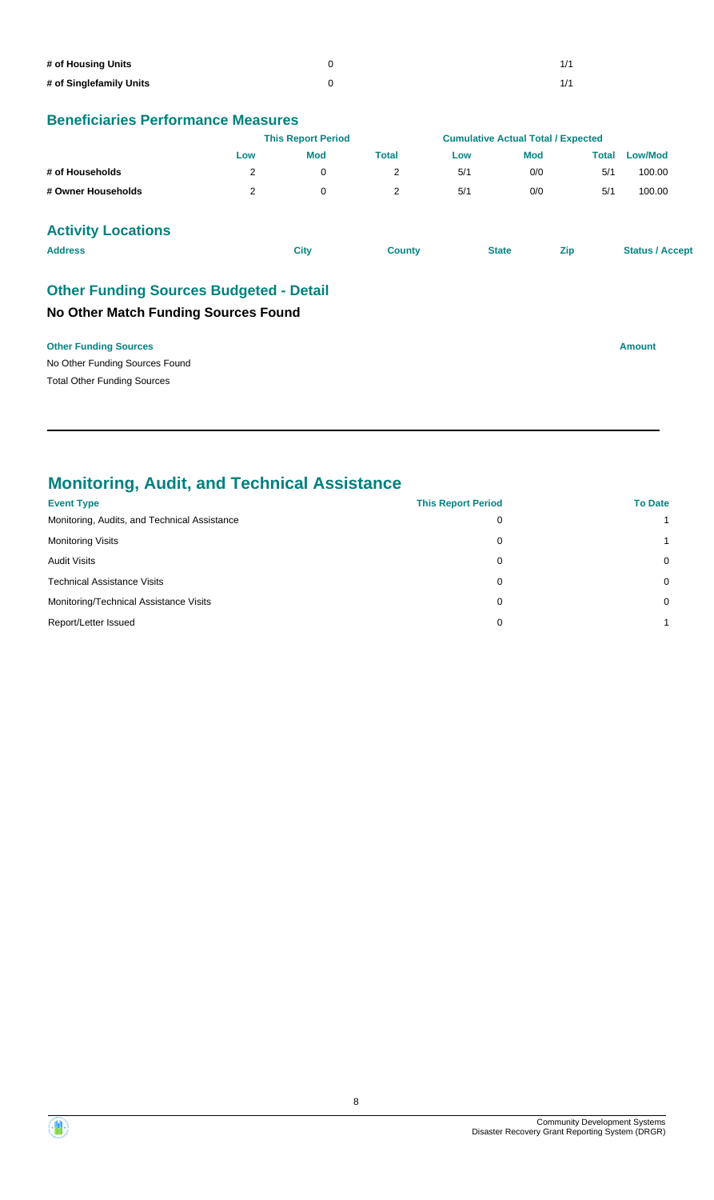| | | |
|---|---|---|
| # of Housing Units | 0 | 1/1 |
| # of Singlefamily Units | 0 | 1/1 |

### Beneficiaries Performance Measures

| | This Report Period | | | Cumulative Actual Total / Expected | | | |
|---|---|---|---|---|---|---|---|
| | Low | Mod | Total | Low | Mod | Total | Low/Mod |
| # of Households | 2 | 0 | 2 | 5/1 | 0/0 | 5/1 | 100.00 |
| # Owner Households | 2 | 0 | 2 | 5/1 | 0/0 | 5/1 | 100.00 |

### Activity Locations

| Address | City | County | State | Zip | Status / Accept |
|---|---|---|---|---|---|

### Other Funding Sources Budgeted - Detail

#### No Other Match Funding Sources Found

| Other Funding Sources | Amount |
|---|---|
| No Other Funding Sources Found | |
| Total Other Funding Sources | |

## Monitoring, Audit, and Technical Assistance

| Event Type | This Report Period | To Date |
|---|---|---|
| Monitoring, Audits, and Technical Assistance | 0 | 1 |
| Monitoring Visits | 0 | 1 |
| Audit Visits | 0 | 0 |
| Technical Assistance Visits | 0 | 0 |
| Monitoring/Technical Assistance Visits | 0 | 0 |
| Report/Letter Issued | 0 | 1 |